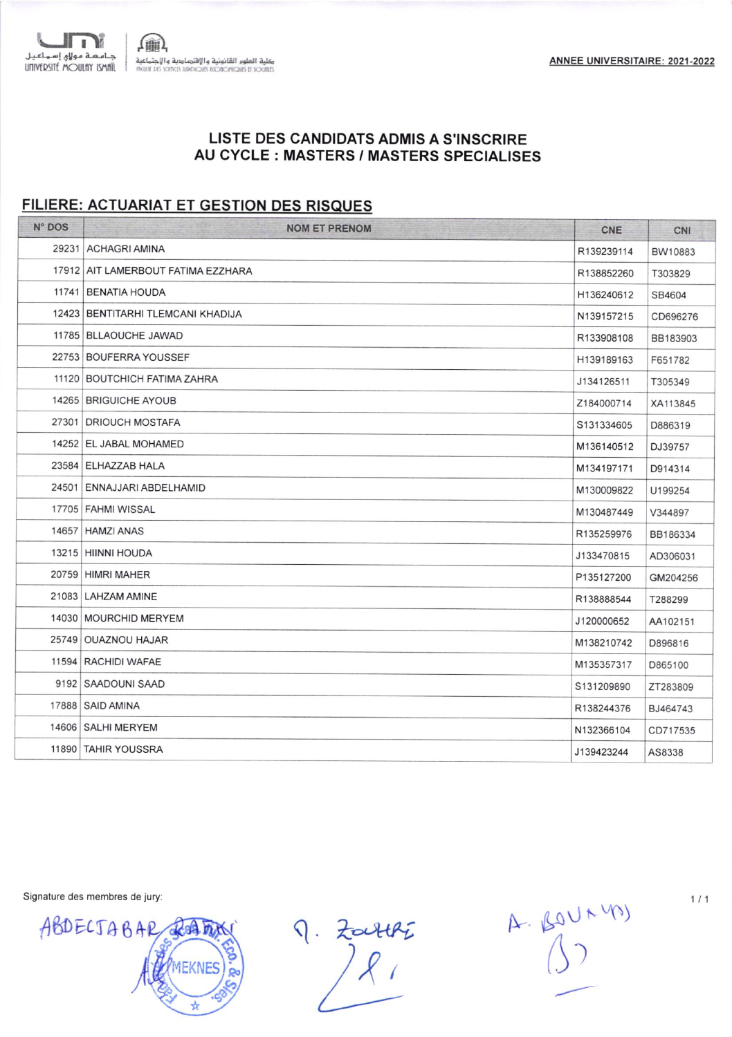جامعة مولاي إسماعيل
UNIVERSITÉ MOULAY ISMAÏL

كلية العلوم القانونية والاقتصادية والاجتماعية
FACULTÉ DES SCIENCES JURIDIQUES ÉCONOMIQUES ET SOCIALES

**ANNEE UNIVERSITAIRE: 2021-2022**

## LISTE DES CANDIDATS ADMIS A S'INSCRIRE AU CYCLE : MASTERS / MASTERS SPECIALISES

### FILIERE: ACTUARIAT ET GESTION DES RISQUES

| N° DOS | NOM ET PRENOM | CNE | CNI |
|---|---|---|---|
| 29231 | ACHAGRI AMINA | R139239114 | BW10883 |
| 17912 | AIT LAMERBOUT FATIMA EZZHARA | R138852260 | T303829 |
| 11741 | BENATIA HOUDA | H136240612 | SB4604 |
| 12423 | BENTITARHI TLEMCANI KHADIJA | N139157215 | CD696276 |
| 11785 | BLLAOUCHE JAWAD | R133908108 | BB183903 |
| 22753 | BOUFERRA YOUSSEF | H139189163 | F651782 |
| 11120 | BOUTCHICH FATIMA ZAHRA | J134126511 | T305349 |
| 14265 | BRIGUICHE AYOUB | Z184000714 | XA113845 |
| 27301 | DRIOUCH MOSTAFA | S131334605 | D886319 |
| 14252 | EL JABAL MOHAMED | M136140512 | DJ39757 |
| 23584 | ELHAZZAB HALA | M134197171 | D914314 |
| 24501 | ENNAJJARI ABDELHAMID | M130009822 | U199254 |
| 17705 | FAHMI WISSAL | M130487449 | V344897 |
| 14657 | HAMZI ANAS | R135259976 | BB186334 |
| 13215 | HIINNI HOUDA | J133470815 | AD306031 |
| 20759 | HIMRI MAHER | P135127200 | GM204256 |
| 21083 | LAHZAM AMINE | R138888544 | T288299 |
| 14030 | MOURCHID MERYEM | J120000652 | AA102151 |
| 25749 | OUAZNOU HAJAR | M138210742 | D896816 |
| 11594 | RACHIDI WAFAE | M135357317 | D865100 |
| 9192 | SAADOUNI SAAD | S131209890 | ZT283809 |
| 17888 | SAID AMINA | R138244376 | BJ464743 |
| 14606 | SALHI MERYEM | N132366104 | CD717535 |
| 11890 | TAHIR YOUSSRA | J139423244 | AS8338 |

Signature des membres de jury:

ABDELJABAR RAFIKI &nbsp;&nbsp;&nbsp; A. ZOUHRI &nbsp;&nbsp;&nbsp; A. BOUAYAD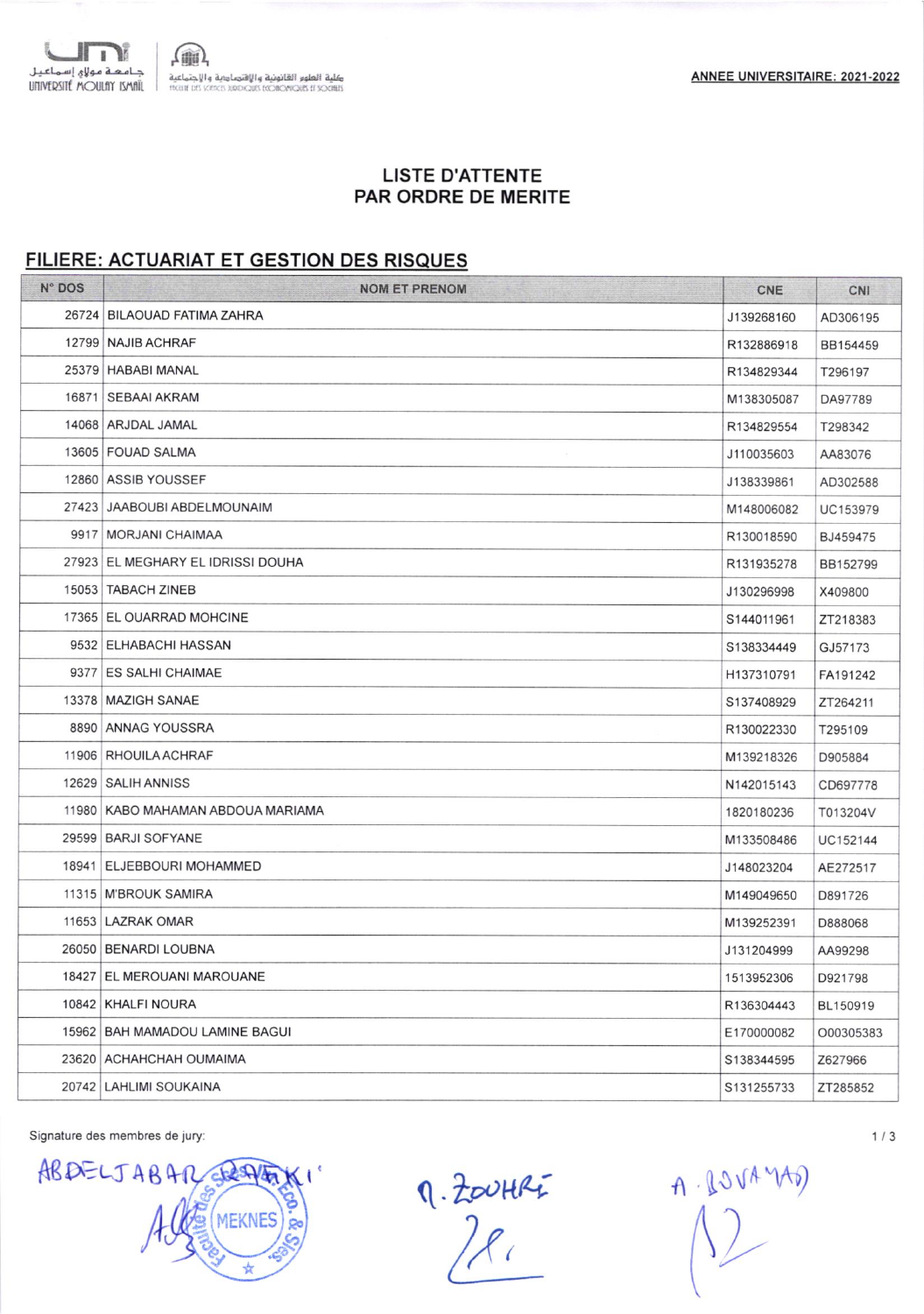جامعة مولاي إسماعيل
UNIVERSITÉ MOULAY ISMAÏL

كلية العلوم القانونية والاقتصادية والاجتماعية
FACULTÉ DES SCIENCES JURIDIQUES ÉCONOMIQUES ET SOCIALES

**ANNEE UNIVERSITAIRE: 2021-2022**

## LISTE D'ATTENTE PAR ORDRE DE MERITE

## FILIERE: ACTUARIAT ET GESTION DES RISQUES

| N° DOS | NOM ET PRENOM | CNE | CNI |
|---|---|---|---|
| 26724 | BILAOUAD FATIMA ZAHRA | J139268160 | AD306195 |
| 12799 | NAJIB ACHRAF | R132886918 | BB154459 |
| 25379 | HABABI MANAL | R134829344 | T296197 |
| 16871 | SEBAAI AKRAM | M138305087 | DA97789 |
| 14068 | ARJDAL JAMAL | R134829554 | T298342 |
| 13605 | FOUAD SALMA | J110035603 | AA83076 |
| 12860 | ASSIB YOUSSEF | J138339861 | AD302588 |
| 27423 | JAABOUBI ABDELMOUNAIM | M148006082 | UC153979 |
| 9917 | MORJANI CHAIMAA | R130018590 | BJ459475 |
| 27923 | EL MEGHARY EL IDRISSI DOUHA | R131935278 | BB152799 |
| 15053 | TABACH ZINEB | J130296998 | X409800 |
| 17365 | EL OUARRAD MOHCINE | S144011961 | ZT218383 |
| 9532 | ELHABACHI HASSAN | S138334449 | GJ57173 |
| 9377 | ES SALHI CHAIMAE | H137310791 | FA191242 |
| 13378 | MAZIGH SANAE | S137408929 | ZT264211 |
| 8890 | ANNAG YOUSSRA | R130022330 | T295109 |
| 11906 | RHOUILA ACHRAF | M139218326 | D905884 |
| 12629 | SALIH ANNISS | N142015143 | CD697778 |
| 11980 | KABO MAHAMAN ABDOUA MARIAMA | 1820180236 | T013204V |
| 29599 | BARJI SOFYANE | M133508486 | UC152144 |
| 18941 | ELJEBBOURI MOHAMMED | J148023204 | AE272517 |
| 11315 | M'BROUK SAMIRA | M149049650 | D891726 |
| 11653 | LAZRAK OMAR | M139252391 | D888068 |
| 26050 | BENARDI LOUBNA | J131204999 | AA99298 |
| 18427 | EL MEROUANI MAROUANE | 1513952306 | D921798 |
| 10842 | KHALFI NOURA | R136304443 | BL150919 |
| 15962 | BAH MAMADOU LAMINE BAGUI | E170000082 | 000305383 |
| 23620 | ACHAHCHAH OUMAIMA | S138344595 | Z627966 |
| 20742 | LAHLIMI SOUKAINA | S131255733 | ZT285852 |

Signature des membres de jury:

ABDELJABAR ... — M. ZOUHRI — A. BOUAMAD